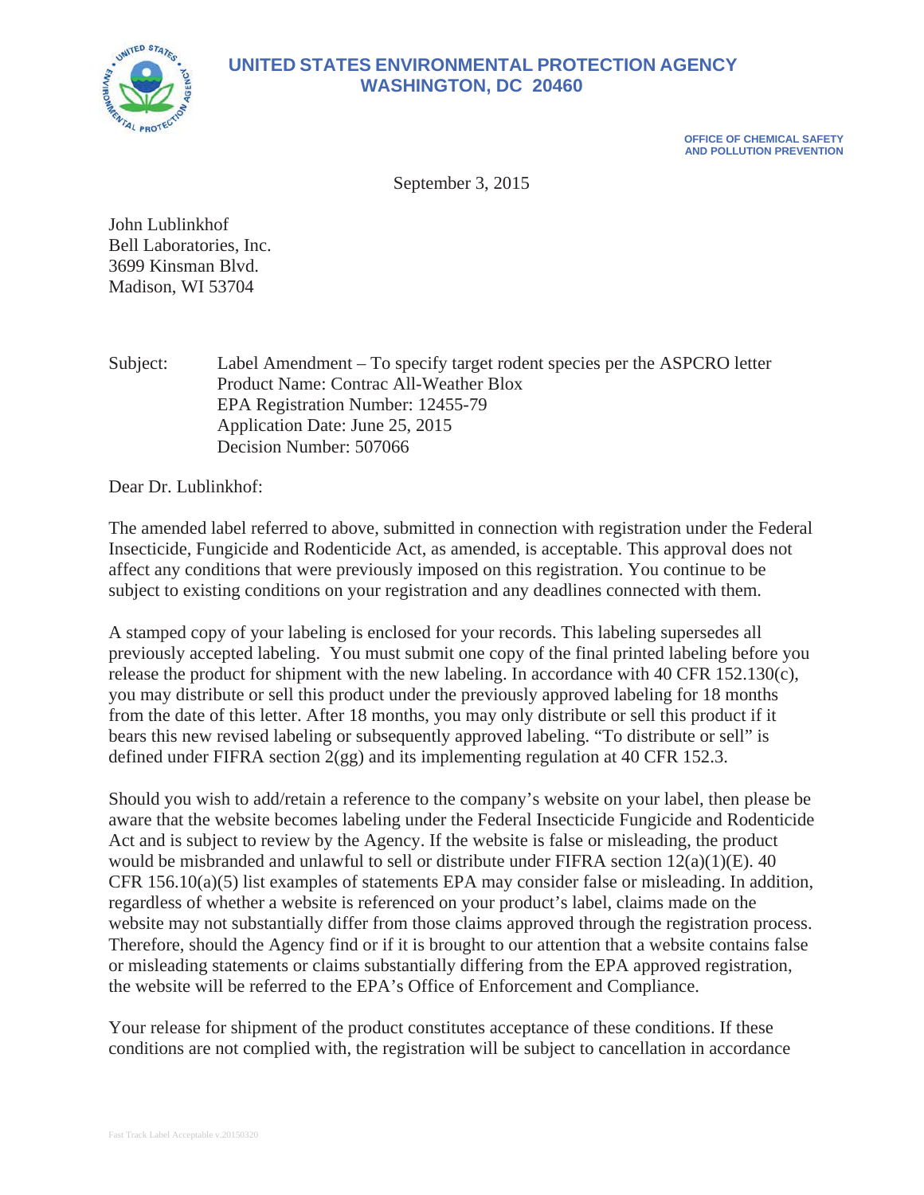**UNITED STATES ENVIRONMENTAL PROTECTION AGENCY**
**WASHINGTON, DC 20460**

**OFFICE OF CHEMICAL SAFETY AND POLLUTION PREVENTION**

September 3, 2015

John Lublinkhof
Bell Laboratories, Inc.
3699 Kinsman Blvd.
Madison, WI 53704

Subject: Label Amendment – To specify target rodent species per the ASPCRO letter
Product Name: Contrac All-Weather Blox
EPA Registration Number: 12455-79
Application Date: June 25, 2015
Decision Number: 507066

Dear Dr. Lublinkhof:

The amended label referred to above, submitted in connection with registration under the Federal Insecticide, Fungicide and Rodenticide Act, as amended, is acceptable. This approval does not affect any conditions that were previously imposed on this registration. You continue to be subject to existing conditions on your registration and any deadlines connected with them.

A stamped copy of your labeling is enclosed for your records. This labeling supersedes all previously accepted labeling. You must submit one copy of the final printed labeling before you release the product for shipment with the new labeling. In accordance with 40 CFR 152.130(c), you may distribute or sell this product under the previously approved labeling for 18 months from the date of this letter. After 18 months, you may only distribute or sell this product if it bears this new revised labeling or subsequently approved labeling. "To distribute or sell" is defined under FIFRA section 2(gg) and its implementing regulation at 40 CFR 152.3.

Should you wish to add/retain a reference to the company's website on your label, then please be aware that the website becomes labeling under the Federal Insecticide Fungicide and Rodenticide Act and is subject to review by the Agency. If the website is false or misleading, the product would be misbranded and unlawful to sell or distribute under FIFRA section 12(a)(1)(E). 40 CFR 156.10(a)(5) list examples of statements EPA may consider false or misleading. In addition, regardless of whether a website is referenced on your product's label, claims made on the website may not substantially differ from those claims approved through the registration process. Therefore, should the Agency find or if it is brought to our attention that a website contains false or misleading statements or claims substantially differing from the EPA approved registration, the website will be referred to the EPA's Office of Enforcement and Compliance.

Your release for shipment of the product constitutes acceptance of these conditions. If these conditions are not complied with, the registration will be subject to cancellation in accordance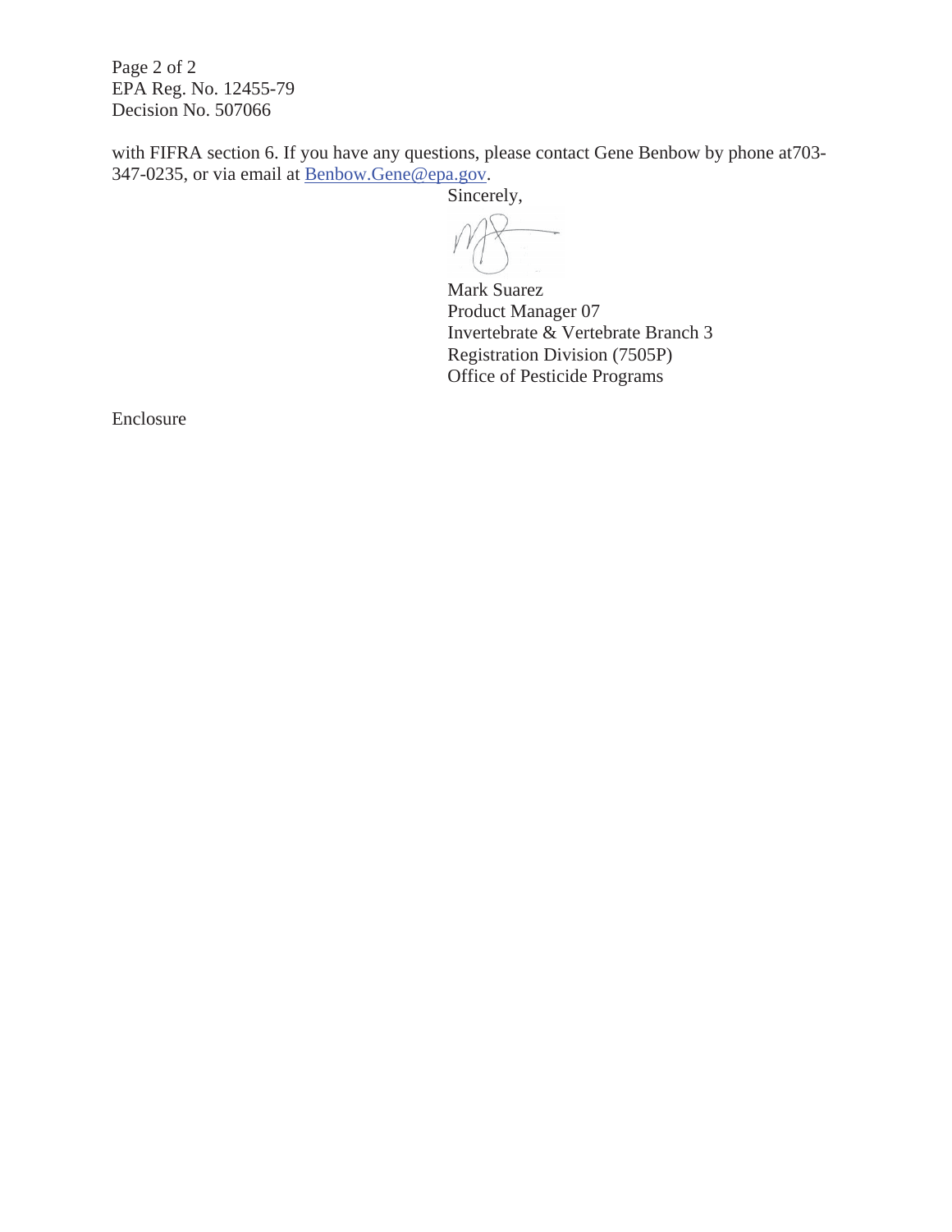Page 2 of 2
EPA Reg. No. 12455-79
Decision No. 507066

with FIFRA section 6. If you have any questions, please contact Gene Benbow by phone at703-347-0235, or via email at Benbow.Gene@epa.gov.

Sincerely,

Mark Suarez
Product Manager 07
Invertebrate & Vertebrate Branch 3
Registration Division (7505P)
Office of Pesticide Programs

Enclosure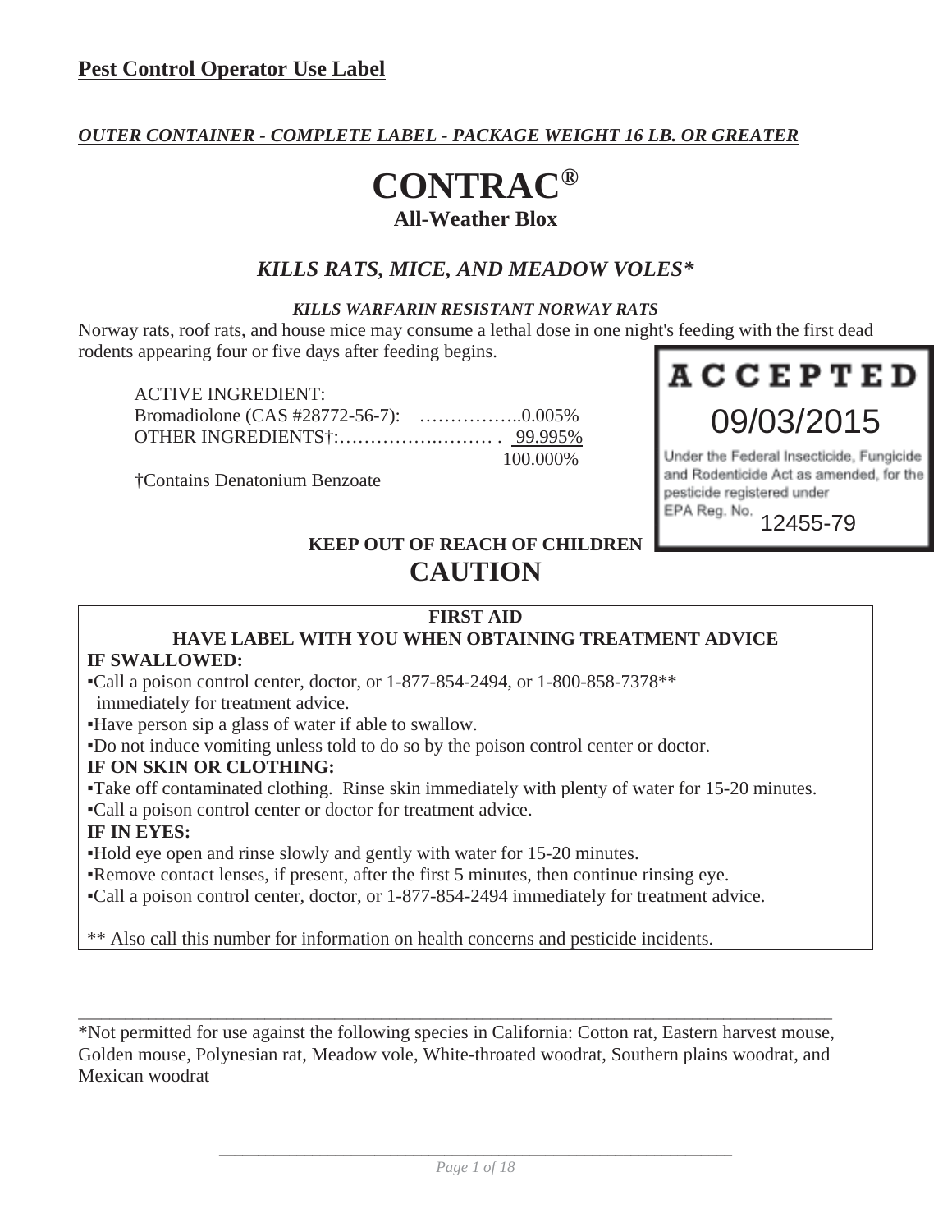**Pest Control Operator Use Label**

***OUTER CONTAINER - COMPLETE LABEL - PACKAGE WEIGHT 16 LB. OR GREATER***

# CONTRAC®

## All-Weather Blox

### *KILLS RATS, MICE, AND MEADOW VOLES**

***KILLS WARFARIN RESISTANT NORWAY RATS***

Norway rats, roof rats, and house mice may consume a lethal dose in one night's feeding with the first dead rodents appearing four or five days after feeding begins.

ACTIVE INGREDIENT:
Bromadiolone (CAS #28772-56-7): ……………..0.005%
OTHER INGREDIENTS†:………………..……… . 99.995%
100.000%

†Contains Denatonium Benzoate

**ACCEPTED**
09/03/2015
Under the Federal Insecticide, Fungicide and Rodenticide Act as amended, for the pesticide registered under EPA Reg. No. 12455-79

**KEEP OUT OF REACH OF CHILDREN**

## CAUTION

**FIRST AID**

**HAVE LABEL WITH YOU WHEN OBTAINING TREATMENT ADVICE**

**IF SWALLOWED:**
- Call a poison control center, doctor, or 1-877-854-2494, or 1-800-858-7378** immediately for treatment advice.
- Have person sip a glass of water if able to swallow.
- Do not induce vomiting unless told to do so by the poison control center or doctor.

**IF ON SKIN OR CLOTHING:**
- Take off contaminated clothing. Rinse skin immediately with plenty of water for 15-20 minutes.
- Call a poison control center or doctor for treatment advice.

**IF IN EYES:**
- Hold eye open and rinse slowly and gently with water for 15-20 minutes.
- Remove contact lenses, if present, after the first 5 minutes, then continue rinsing eye.
- Call a poison control center, doctor, or 1-877-854-2494 immediately for treatment advice.

** Also call this number for information on health concerns and pesticide incidents.

---

*Not permitted for use against the following species in California: Cotton rat, Eastern harvest mouse, Golden mouse, Polynesian rat, Meadow vole, White-throated woodrat, Southern plains woodrat, and Mexican woodrat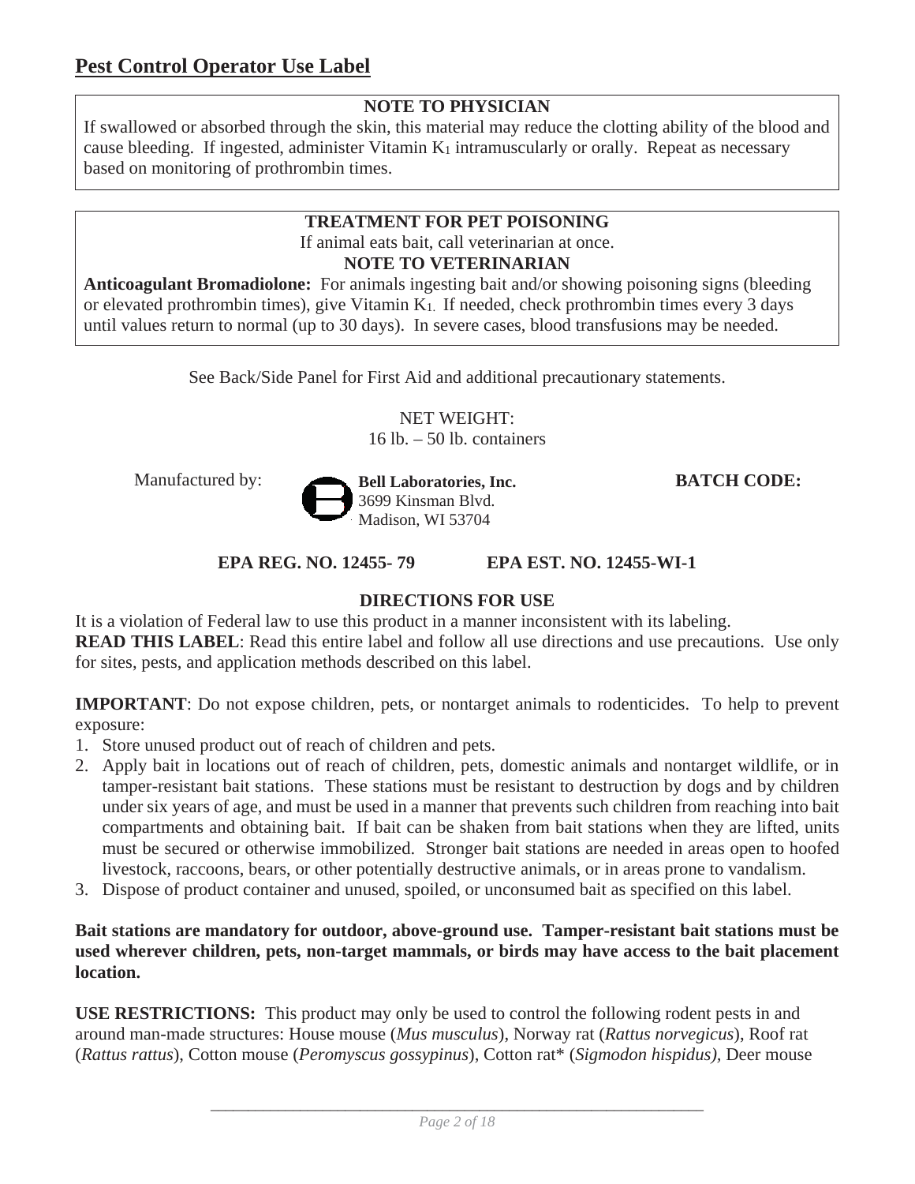## Pest Control Operator Use Label

**NOTE TO PHYSICIAN**

If swallowed or absorbed through the skin, this material may reduce the clotting ability of the blood and cause bleeding. If ingested, administer Vitamin $K_1$ intramuscularly or orally. Repeat as necessary based on monitoring of prothrombin times.

**TREATMENT FOR PET POISONING**

If animal eats bait, call veterinarian at once.

**NOTE TO VETERINARIAN**

**Anticoagulant Bromadiolone:** For animals ingesting bait and/or showing poisoning signs (bleeding or elevated prothrombin times), give Vitamin $K_1$. If needed, check prothrombin times every 3 days until values return to normal (up to 30 days). In severe cases, blood transfusions may be needed.

See Back/Side Panel for First Aid and additional precautionary statements.

NET WEIGHT:
16 lb. – 50 lb. containers

Manufactured by: **Bell Laboratories, Inc.**
3699 Kinsman Blvd.
Madison, WI 53704

**BATCH CODE:**

**EPA REG. NO. 12455- 79** **EPA EST. NO. 12455-WI-1**

**DIRECTIONS FOR USE**

It is a violation of Federal law to use this product in a manner inconsistent with its labeling.
**READ THIS LABEL**: Read this entire label and follow all use directions and use precautions. Use only for sites, pests, and application methods described on this label.

**IMPORTANT**: Do not expose children, pets, or nontarget animals to rodenticides. To help to prevent exposure:

1. Store unused product out of reach of children and pets.
2. Apply bait in locations out of reach of children, pets, domestic animals and nontarget wildlife, or in tamper-resistant bait stations. These stations must be resistant to destruction by dogs and by children under six years of age, and must be used in a manner that prevents such children from reaching into bait compartments and obtaining bait. If bait can be shaken from bait stations when they are lifted, units must be secured or otherwise immobilized. Stronger bait stations are needed in areas open to hoofed livestock, raccoons, bears, or other potentially destructive animals, or in areas prone to vandalism.
3. Dispose of product container and unused, spoiled, or unconsumed bait as specified on this label.

**Bait stations are mandatory for outdoor, above-ground use. Tamper-resistant bait stations must be used wherever children, pets, non-target mammals, or birds may have access to the bait placement location.**

**USE RESTRICTIONS:** This product may only be used to control the following rodent pests in and around man-made structures: House mouse (*Mus musculus*), Norway rat (*Rattus norvegicus*), Roof rat (*Rattus rattus*), Cotton mouse (*Peromyscus gossypinus*), Cotton rat* (*Sigmodon hispidus)*, Deer mouse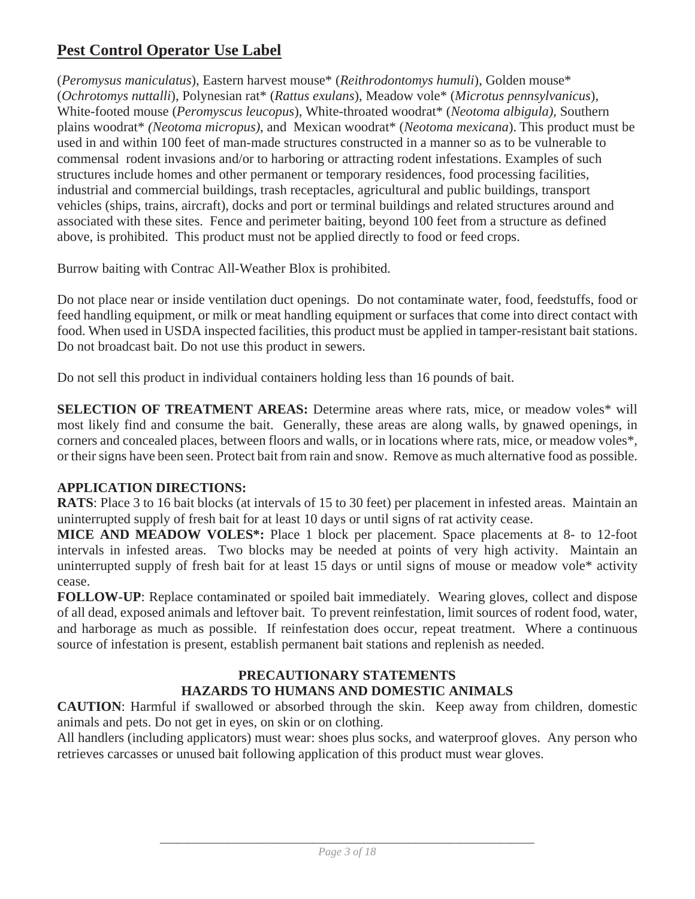## Pest Control Operator Use Label

(*Peromysus maniculatus*), Eastern harvest mouse* (*Reithrodontomys humuli*), Golden mouse* (*Ochrotomys nuttalli*), Polynesian rat* (*Rattus exulans*), Meadow vole* (*Microtus pennsylvanicus*), White-footed mouse (*Peromyscus leucopus*), White-throated woodrat* (*Neotoma albigula),* Southern plains woodrat* *(Neotoma micropus)*, and Mexican woodrat* (*Neotoma mexicana*). This product must be used in and within 100 feet of man-made structures constructed in a manner so as to be vulnerable to commensal rodent invasions and/or to harboring or attracting rodent infestations. Examples of such structures include homes and other permanent or temporary residences, food processing facilities, industrial and commercial buildings, trash receptacles, agricultural and public buildings, transport vehicles (ships, trains, aircraft), docks and port or terminal buildings and related structures around and associated with these sites. Fence and perimeter baiting, beyond 100 feet from a structure as defined above, is prohibited. This product must not be applied directly to food or feed crops.

Burrow baiting with Contrac All-Weather Blox is prohibited.

Do not place near or inside ventilation duct openings. Do not contaminate water, food, feedstuffs, food or feed handling equipment, or milk or meat handling equipment or surfaces that come into direct contact with food. When used in USDA inspected facilities, this product must be applied in tamper-resistant bait stations. Do not broadcast bait. Do not use this product in sewers.

Do not sell this product in individual containers holding less than 16 pounds of bait.

**SELECTION OF TREATMENT AREAS:** Determine areas where rats, mice, or meadow voles* will most likely find and consume the bait. Generally, these areas are along walls, by gnawed openings, in corners and concealed places, between floors and walls, or in locations where rats, mice, or meadow voles*, or their signs have been seen. Protect bait from rain and snow. Remove as much alternative food as possible.

**APPLICATION DIRECTIONS:**

**RATS**: Place 3 to 16 bait blocks (at intervals of 15 to 30 feet) per placement in infested areas. Maintain an uninterrupted supply of fresh bait for at least 10 days or until signs of rat activity cease.

**MICE AND MEADOW VOLES*:** Place 1 block per placement. Space placements at 8- to 12-foot intervals in infested areas. Two blocks may be needed at points of very high activity. Maintain an uninterrupted supply of fresh bait for at least 15 days or until signs of mouse or meadow vole* activity cease.

**FOLLOW-UP**: Replace contaminated or spoiled bait immediately. Wearing gloves, collect and dispose of all dead, exposed animals and leftover bait. To prevent reinfestation, limit sources of rodent food, water, and harborage as much as possible. If reinfestation does occur, repeat treatment. Where a continuous source of infestation is present, establish permanent bait stations and replenish as needed.

### PRECAUTIONARY STATEMENTS
### HAZARDS TO HUMANS AND DOMESTIC ANIMALS

**CAUTION**: Harmful if swallowed or absorbed through the skin. Keep away from children, domestic animals and pets. Do not get in eyes, on skin or on clothing.

All handlers (including applicators) must wear: shoes plus socks, and waterproof gloves. Any person who retrieves carcasses or unused bait following application of this product must wear gloves.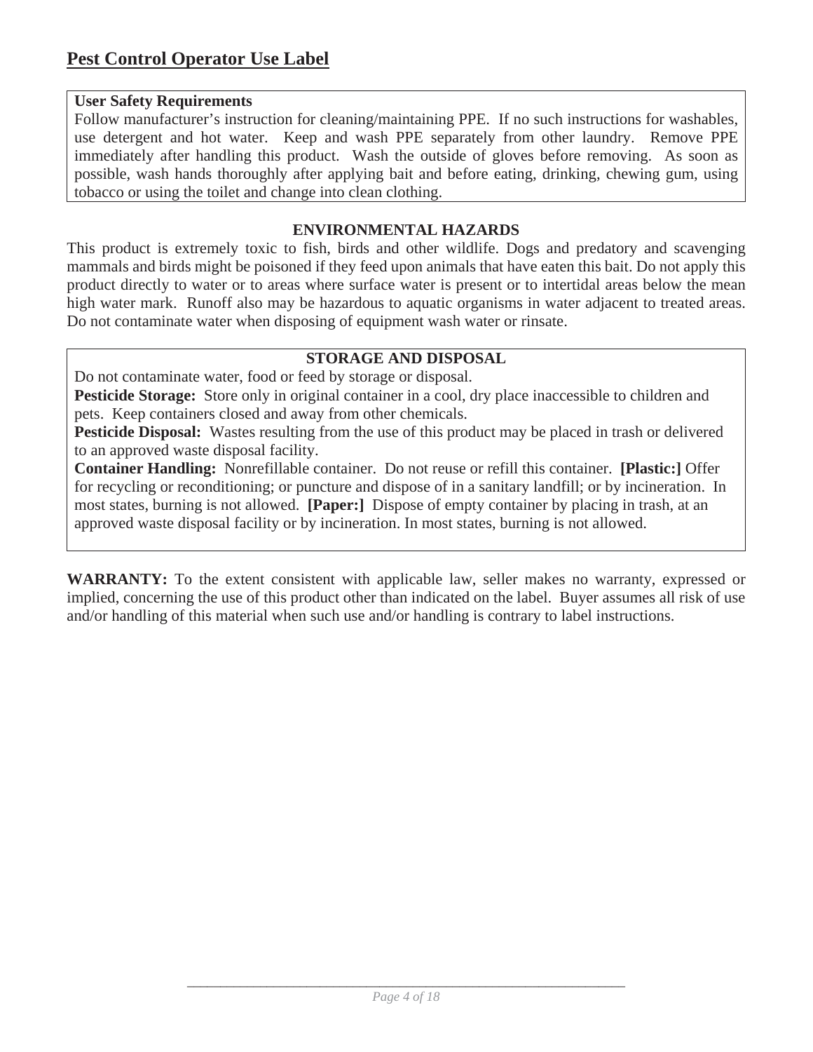## Pest Control Operator Use Label

**User Safety Requirements**
Follow manufacturer's instruction for cleaning/maintaining PPE. If no such instructions for washables, use detergent and hot water. Keep and wash PPE separately from other laundry. Remove PPE immediately after handling this product. Wash the outside of gloves before removing. As soon as possible, wash hands thoroughly after applying bait and before eating, drinking, chewing gum, using tobacco or using the toilet and change into clean clothing.

**ENVIRONMENTAL HAZARDS**

This product is extremely toxic to fish, birds and other wildlife. Dogs and predatory and scavenging mammals and birds might be poisoned if they feed upon animals that have eaten this bait. Do not apply this product directly to water or to areas where surface water is present or to intertidal areas below the mean high water mark. Runoff also may be hazardous to aquatic organisms in water adjacent to treated areas. Do not contaminate water when disposing of equipment wash water or rinsate.

**STORAGE AND DISPOSAL**

Do not contaminate water, food or feed by storage or disposal.
**Pesticide Storage:** Store only in original container in a cool, dry place inaccessible to children and pets. Keep containers closed and away from other chemicals.
**Pesticide Disposal:** Wastes resulting from the use of this product may be placed in trash or delivered to an approved waste disposal facility.
**Container Handling:** Nonrefillable container. Do not reuse or refill this container. **[Plastic:]** Offer for recycling or reconditioning; or puncture and dispose of in a sanitary landfill; or by incineration. In most states, burning is not allowed. **[Paper:]** Dispose of empty container by placing in trash, at an approved waste disposal facility or by incineration. In most states, burning is not allowed.

**WARRANTY:** To the extent consistent with applicable law, seller makes no warranty, expressed or implied, concerning the use of this product other than indicated on the label. Buyer assumes all risk of use and/or handling of this material when such use and/or handling is contrary to label instructions.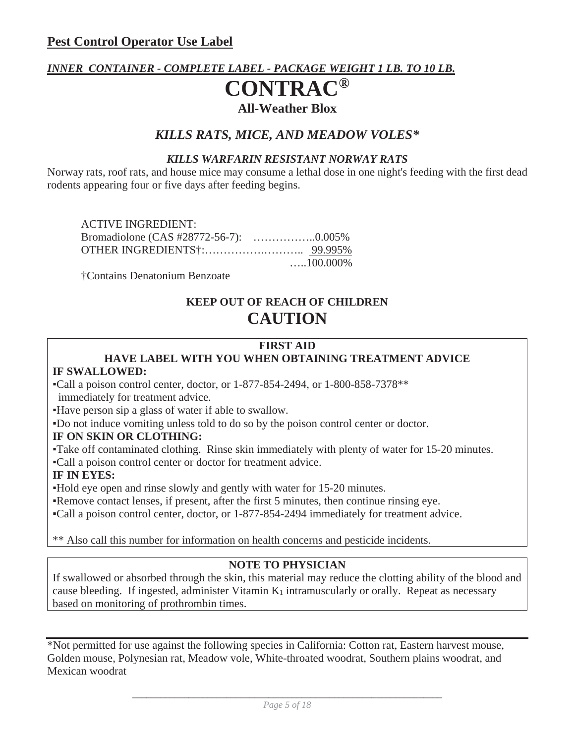## Pest Control Operator Use Label

***INNER CONTAINER - COMPLETE LABEL - PACKAGE WEIGHT 1 LB. TO 10 LB.***

# CONTRAC®

### All-Weather Blox

### *KILLS RATS, MICE, AND MEADOW VOLES**

***KILLS WARFARIN RESISTANT NORWAY RATS***

Norway rats, roof rats, and house mice may consume a lethal dose in one night's feeding with the first dead rodents appearing four or five days after feeding begins.

ACTIVE INGREDIENT:
Bromadiolone (CAS #28772-56-7): ……………..0.005%
OTHER INGREDIENTS†:…………….……….. 99.995%
…..100.000%

†Contains Denatonium Benzoate

**KEEP OUT OF REACH OF CHILDREN**

## CAUTION

**FIRST AID**

**HAVE LABEL WITH YOU WHEN OBTAINING TREATMENT ADVICE**

**IF SWALLOWED:**

- Call a poison control center, doctor, or 1-877-854-2494, or 1-800-858-7378** immediately for treatment advice.
- Have person sip a glass of water if able to swallow.
- Do not induce vomiting unless told to do so by the poison control center or doctor.

**IF ON SKIN OR CLOTHING:**

- Take off contaminated clothing. Rinse skin immediately with plenty of water for 15-20 minutes.
- Call a poison control center or doctor for treatment advice.

**IF IN EYES:**

- Hold eye open and rinse slowly and gently with water for 15-20 minutes.
- Remove contact lenses, if present, after the first 5 minutes, then continue rinsing eye.
- Call a poison control center, doctor, or 1-877-854-2494 immediately for treatment advice.

** Also call this number for information on health concerns and pesticide incidents.

**NOTE TO PHYSICIAN**

If swallowed or absorbed through the skin, this material may reduce the clotting ability of the blood and cause bleeding. If ingested, administer Vitamin $K_1$ intramuscularly or orally. Repeat as necessary based on monitoring of prothrombin times.

*Not permitted for use against the following species in California: Cotton rat, Eastern harvest mouse, Golden mouse, Polynesian rat, Meadow vole, White-throated woodrat, Southern plains woodrat, and Mexican woodrat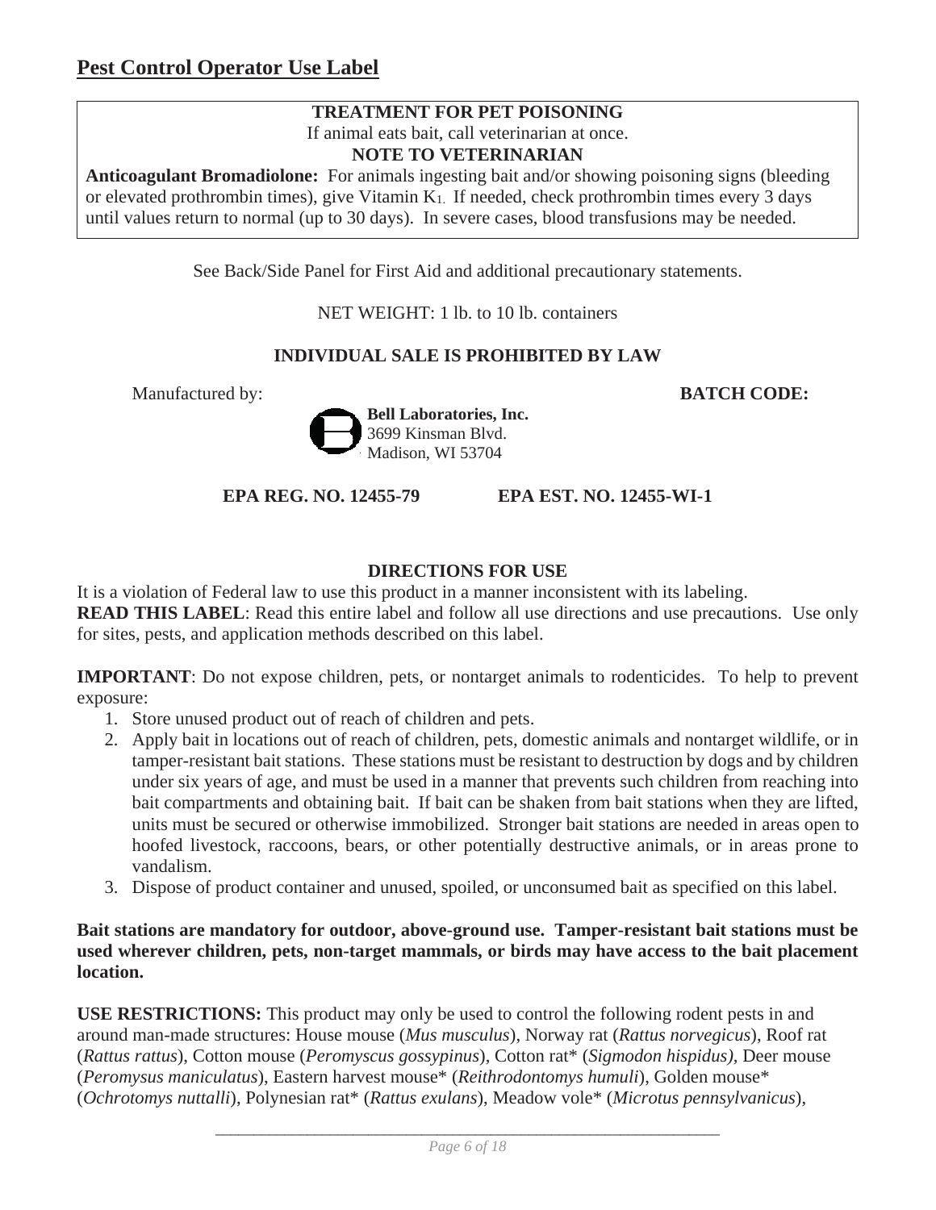## Pest Control Operator Use Label

**TREATMENT FOR PET POISONING**

If animal eats bait, call veterinarian at once.

**NOTE TO VETERINARIAN**

**Anticoagulant Bromadiolone:** For animals ingesting bait and/or showing poisoning signs (bleeding or elevated prothrombin times), give Vitamin $K_1$. If needed, check prothrombin times every 3 days until values return to normal (up to 30 days). In severe cases, blood transfusions may be needed.

See Back/Side Panel for First Aid and additional precautionary statements.

NET WEIGHT: 1 lb. to 10 lb. containers

**INDIVIDUAL SALE IS PROHIBITED BY LAW**

Manufactured by: **BATCH CODE:**

**Bell Laboratories, Inc.**
3699 Kinsman Blvd.
Madison, WI 53704

**EPA REG. NO. 12455-79** **EPA EST. NO. 12455-WI-1**

**DIRECTIONS FOR USE**

It is a violation of Federal law to use this product in a manner inconsistent with its labeling.

**READ THIS LABEL**: Read this entire label and follow all use directions and use precautions. Use only for sites, pests, and application methods described on this label.

**IMPORTANT**: Do not expose children, pets, or nontarget animals to rodenticides. To help to prevent exposure:

1. Store unused product out of reach of children and pets.
2. Apply bait in locations out of reach of children, pets, domestic animals and nontarget wildlife, or in tamper-resistant bait stations. These stations must be resistant to destruction by dogs and by children under six years of age, and must be used in a manner that prevents such children from reaching into bait compartments and obtaining bait. If bait can be shaken from bait stations when they are lifted, units must be secured or otherwise immobilized. Stronger bait stations are needed in areas open to hoofed livestock, raccoons, bears, or other potentially destructive animals, or in areas prone to vandalism.
3. Dispose of product container and unused, spoiled, or unconsumed bait as specified on this label.

**Bait stations are mandatory for outdoor, above-ground use. Tamper-resistant bait stations must be used wherever children, pets, non-target mammals, or birds may have access to the bait placement location.**

**USE RESTRICTIONS:** This product may only be used to control the following rodent pests in and around man-made structures: House mouse (*Mus musculus*), Norway rat (*Rattus norvegicus*), Roof rat (*Rattus rattus*), Cotton mouse (*Peromyscus gossypinus*), Cotton rat* (*Sigmodon hispidus),* Deer mouse (*Peromysus maniculatus*), Eastern harvest mouse* (*Reithrodontomys humuli*), Golden mouse* (*Ochrotomys nuttalli*), Polynesian rat* (*Rattus exulans*), Meadow vole* (*Microtus pennsylvanicus*),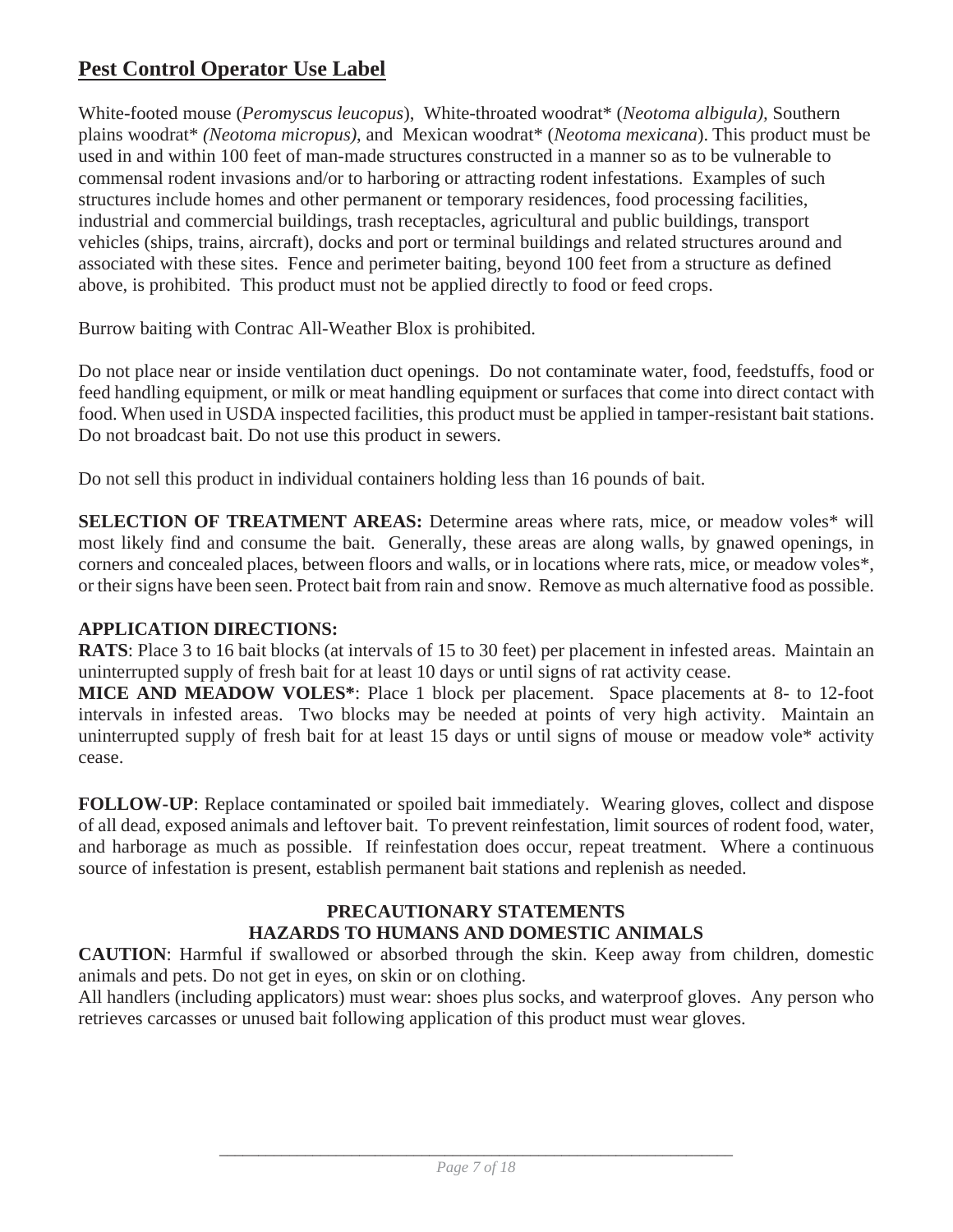## Pest Control Operator Use Label

White-footed mouse (*Peromyscus leucopus*), White-throated woodrat* (*Neotoma albigula),* Southern plains woodrat* *(Neotoma micropus)*, and Mexican woodrat* (*Neotoma mexicana*). This product must be used in and within 100 feet of man-made structures constructed in a manner so as to be vulnerable to commensal rodent invasions and/or to harboring or attracting rodent infestations. Examples of such structures include homes and other permanent or temporary residences, food processing facilities, industrial and commercial buildings, trash receptacles, agricultural and public buildings, transport vehicles (ships, trains, aircraft), docks and port or terminal buildings and related structures around and associated with these sites. Fence and perimeter baiting, beyond 100 feet from a structure as defined above, is prohibited. This product must not be applied directly to food or feed crops.

Burrow baiting with Contrac All-Weather Blox is prohibited.

Do not place near or inside ventilation duct openings. Do not contaminate water, food, feedstuffs, food or feed handling equipment, or milk or meat handling equipment or surfaces that come into direct contact with food. When used in USDA inspected facilities, this product must be applied in tamper-resistant bait stations. Do not broadcast bait. Do not use this product in sewers.

Do not sell this product in individual containers holding less than 16 pounds of bait.

**SELECTION OF TREATMENT AREAS:** Determine areas where rats, mice, or meadow voles* will most likely find and consume the bait. Generally, these areas are along walls, by gnawed openings, in corners and concealed places, between floors and walls, or in locations where rats, mice, or meadow voles*, or their signs have been seen. Protect bait from rain and snow. Remove as much alternative food as possible.

**APPLICATION DIRECTIONS:**
**RATS**: Place 3 to 16 bait blocks (at intervals of 15 to 30 feet) per placement in infested areas. Maintain an uninterrupted supply of fresh bait for at least 10 days or until signs of rat activity cease.
**MICE AND MEADOW VOLES***: Place 1 block per placement. Space placements at 8- to 12-foot intervals in infested areas. Two blocks may be needed at points of very high activity. Maintain an uninterrupted supply of fresh bait for at least 15 days or until signs of mouse or meadow vole* activity cease.

**FOLLOW-UP**: Replace contaminated or spoiled bait immediately. Wearing gloves, collect and dispose of all dead, exposed animals and leftover bait. To prevent reinfestation, limit sources of rodent food, water, and harborage as much as possible. If reinfestation does occur, repeat treatment. Where a continuous source of infestation is present, establish permanent bait stations and replenish as needed.

### PRECAUTIONARY STATEMENTS
### HAZARDS TO HUMANS AND DOMESTIC ANIMALS

**CAUTION**: Harmful if swallowed or absorbed through the skin. Keep away from children, domestic animals and pets. Do not get in eyes, on skin or on clothing.
All handlers (including applicators) must wear: shoes plus socks, and waterproof gloves. Any person who retrieves carcasses or unused bait following application of this product must wear gloves.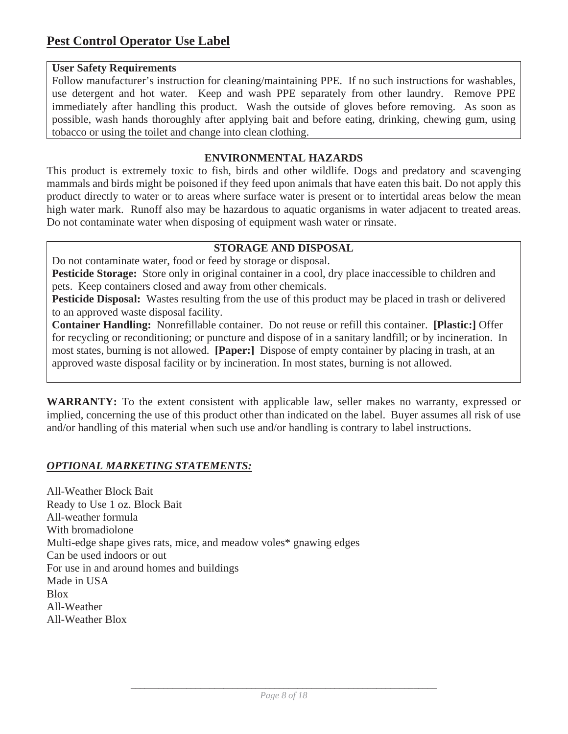## Pest Control Operator Use Label

**User Safety Requirements**
Follow manufacturer's instruction for cleaning/maintaining PPE. If no such instructions for washables, use detergent and hot water. Keep and wash PPE separately from other laundry. Remove PPE immediately after handling this product. Wash the outside of gloves before removing. As soon as possible, wash hands thoroughly after applying bait and before eating, drinking, chewing gum, using tobacco or using the toilet and change into clean clothing.

**ENVIRONMENTAL HAZARDS**

This product is extremely toxic to fish, birds and other wildlife. Dogs and predatory and scavenging mammals and birds might be poisoned if they feed upon animals that have eaten this bait. Do not apply this product directly to water or to areas where surface water is present or to intertidal areas below the mean high water mark. Runoff also may be hazardous to aquatic organisms in water adjacent to treated areas. Do not contaminate water when disposing of equipment wash water or rinsate.

**STORAGE AND DISPOSAL**

Do not contaminate water, food or feed by storage or disposal.

**Pesticide Storage:** Store only in original container in a cool, dry place inaccessible to children and pets. Keep containers closed and away from other chemicals.

**Pesticide Disposal:** Wastes resulting from the use of this product may be placed in trash or delivered to an approved waste disposal facility.

**Container Handling:** Nonrefillable container. Do not reuse or refill this container. **[Plastic:]** Offer for recycling or reconditioning; or puncture and dispose of in a sanitary landfill; or by incineration. In most states, burning is not allowed. **[Paper:]** Dispose of empty container by placing in trash, at an approved waste disposal facility or by incineration. In most states, burning is not allowed.

**WARRANTY:** To the extent consistent with applicable law, seller makes no warranty, expressed or implied, concerning the use of this product other than indicated on the label. Buyer assumes all risk of use and/or handling of this material when such use and/or handling is contrary to label instructions.

***OPTIONAL MARKETING STATEMENTS:***

All-Weather Block Bait
Ready to Use 1 oz. Block Bait
All-weather formula
With bromadiolone
Multi-edge shape gives rats, mice, and meadow voles* gnawing edges
Can be used indoors or out
For use in and around homes and buildings
Made in USA
Blox
All-Weather
All-Weather Blox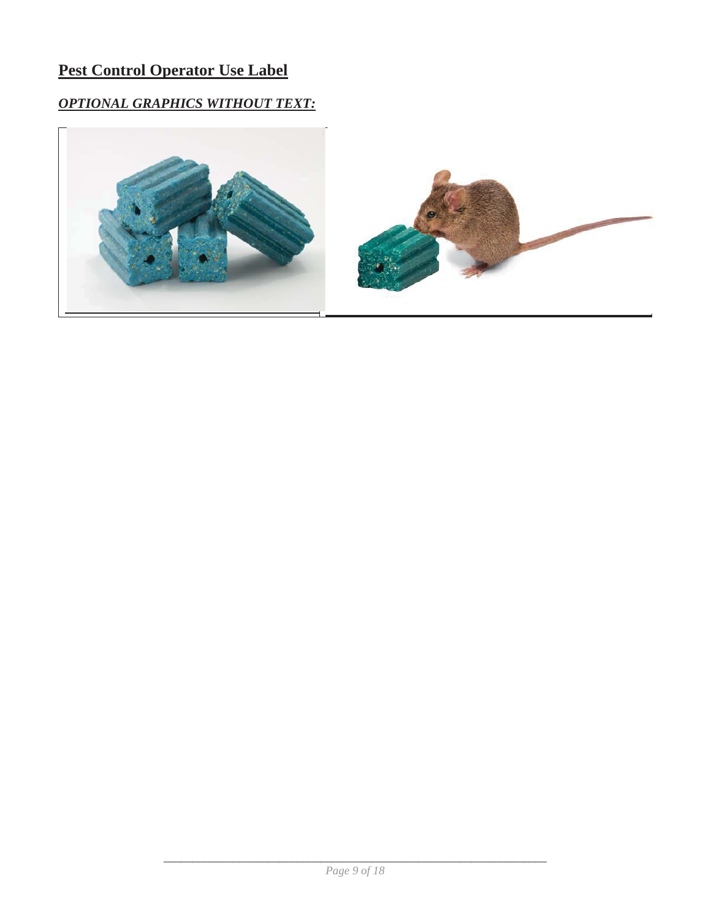## Pest Control Operator Use Label

### *OPTIONAL GRAPHICS WITHOUT TEXT:*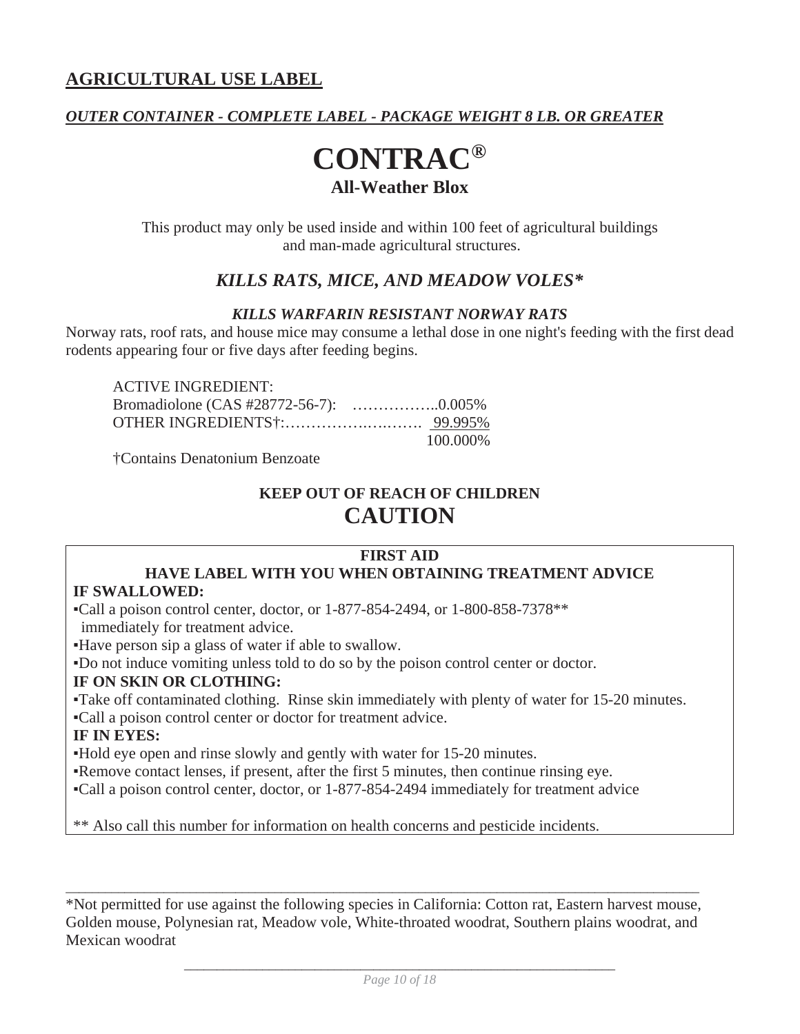## AGRICULTURAL USE LABEL

***OUTER CONTAINER - COMPLETE LABEL - PACKAGE WEIGHT 8 LB. OR GREATER***

# CONTRAC®

### All-Weather Blox

This product may only be used inside and within 100 feet of agricultural buildings and man-made agricultural structures.

## *KILLS RATS, MICE, AND MEADOW VOLES**

***KILLS WARFARIN RESISTANT NORWAY RATS***

Norway rats, roof rats, and house mice may consume a lethal dose in one night's feeding with the first dead rodents appearing four or five days after feeding begins.

| ACTIVE INGREDIENT: | |
|---|---|
| Bromadiolone (CAS #28772-56-7): ……………. | 0.005% |
| OTHER INGREDIENTS†:……………………. | 99.995% |
| | 100.000% |

†Contains Denatonium Benzoate

**KEEP OUT OF REACH OF CHILDREN**

## CAUTION

**FIRST AID**

**HAVE LABEL WITH YOU WHEN OBTAINING TREATMENT ADVICE**

**IF SWALLOWED:**

- Call a poison control center, doctor, or 1-877-854-2494, or 1-800-858-7378** immediately for treatment advice.
- Have person sip a glass of water if able to swallow.
- Do not induce vomiting unless told to do so by the poison control center or doctor.

**IF ON SKIN OR CLOTHING:**

- Take off contaminated clothing. Rinse skin immediately with plenty of water for 15-20 minutes.
- Call a poison control center or doctor for treatment advice.

**IF IN EYES:**

- Hold eye open and rinse slowly and gently with water for 15-20 minutes.
- Remove contact lenses, if present, after the first 5 minutes, then continue rinsing eye.
- Call a poison control center, doctor, or 1-877-854-2494 immediately for treatment advice

** Also call this number for information on health concerns and pesticide incidents.

---

*Not permitted for use against the following species in California: Cotton rat, Eastern harvest mouse, Golden mouse, Polynesian rat, Meadow vole, White-throated woodrat, Southern plains woodrat, and Mexican woodrat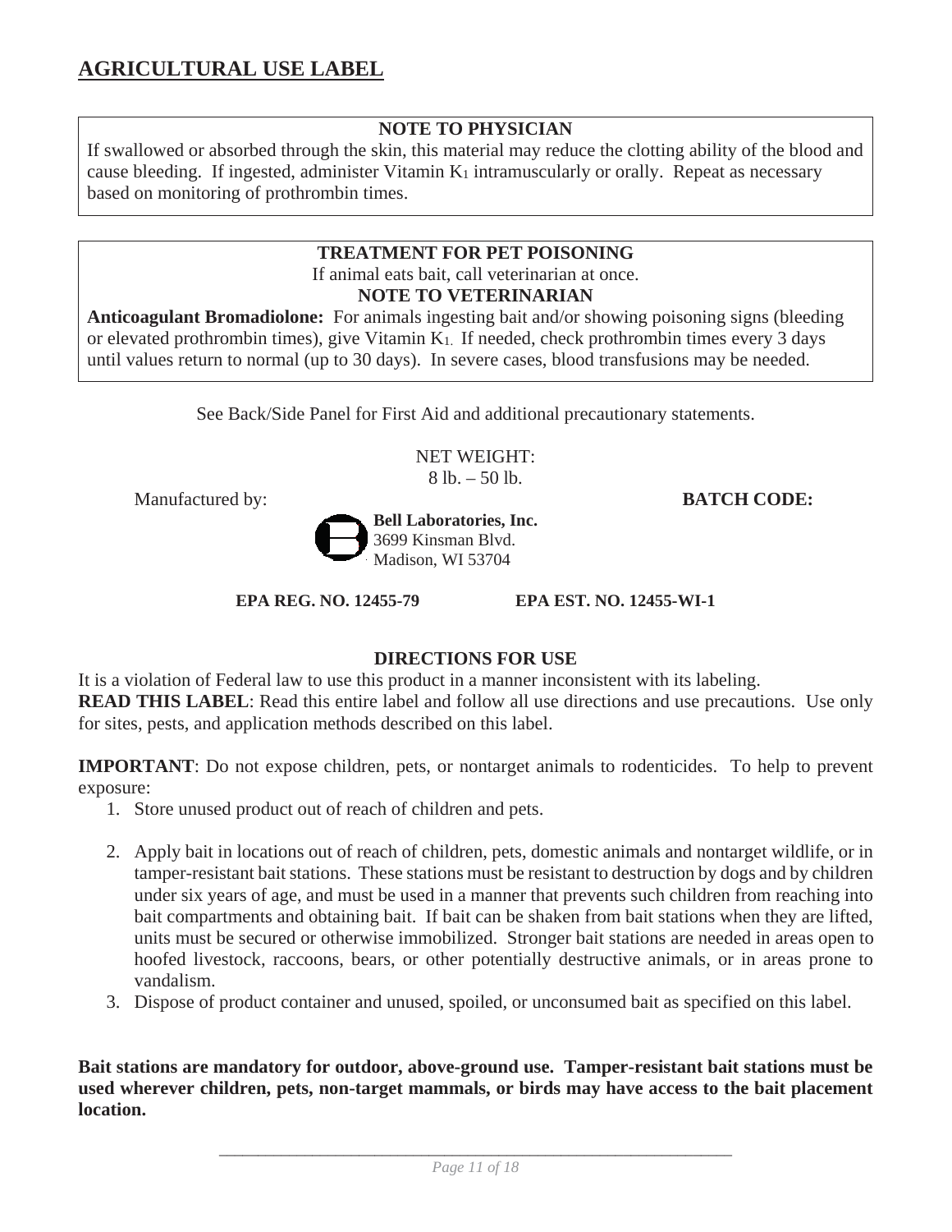## AGRICULTURAL USE LABEL

**NOTE TO PHYSICIAN**

If swallowed or absorbed through the skin, this material may reduce the clotting ability of the blood and cause bleeding. If ingested, administer Vitamin $K_1$ intramuscularly or orally. Repeat as necessary based on monitoring of prothrombin times.

**TREATMENT FOR PET POISONING**

If animal eats bait, call veterinarian at once.

**NOTE TO VETERINARIAN**

**Anticoagulant Bromadiolone:** For animals ingesting bait and/or showing poisoning signs (bleeding or elevated prothrombin times), give Vitamin $K_1$. If needed, check prothrombin times every 3 days until values return to normal (up to 30 days). In severe cases, blood transfusions may be needed.

See Back/Side Panel for First Aid and additional precautionary statements.

NET WEIGHT:
8 lb. – 50 lb.

Manufactured by:

**Bell Laboratories, Inc.**
3699 Kinsman Blvd.
Madison, WI 53704

**BATCH CODE:**

**EPA REG. NO. 12455-79** **EPA EST. NO. 12455-WI-1**

**DIRECTIONS FOR USE**

It is a violation of Federal law to use this product in a manner inconsistent with its labeling.
**READ THIS LABEL**: Read this entire label and follow all use directions and use precautions. Use only for sites, pests, and application methods described on this label.

**IMPORTANT**: Do not expose children, pets, or nontarget animals to rodenticides. To help to prevent exposure:

1. Store unused product out of reach of children and pets.
2. Apply bait in locations out of reach of children, pets, domestic animals and nontarget wildlife, or in tamper-resistant bait stations. These stations must be resistant to destruction by dogs and by children under six years of age, and must be used in a manner that prevents such children from reaching into bait compartments and obtaining bait. If bait can be shaken from bait stations when they are lifted, units must be secured or otherwise immobilized. Stronger bait stations are needed in areas open to hoofed livestock, raccoons, bears, or other potentially destructive animals, or in areas prone to vandalism.
3. Dispose of product container and unused, spoiled, or unconsumed bait as specified on this label.

**Bait stations are mandatory for outdoor, above-ground use. Tamper-resistant bait stations must be used wherever children, pets, non-target mammals, or birds may have access to the bait placement location.**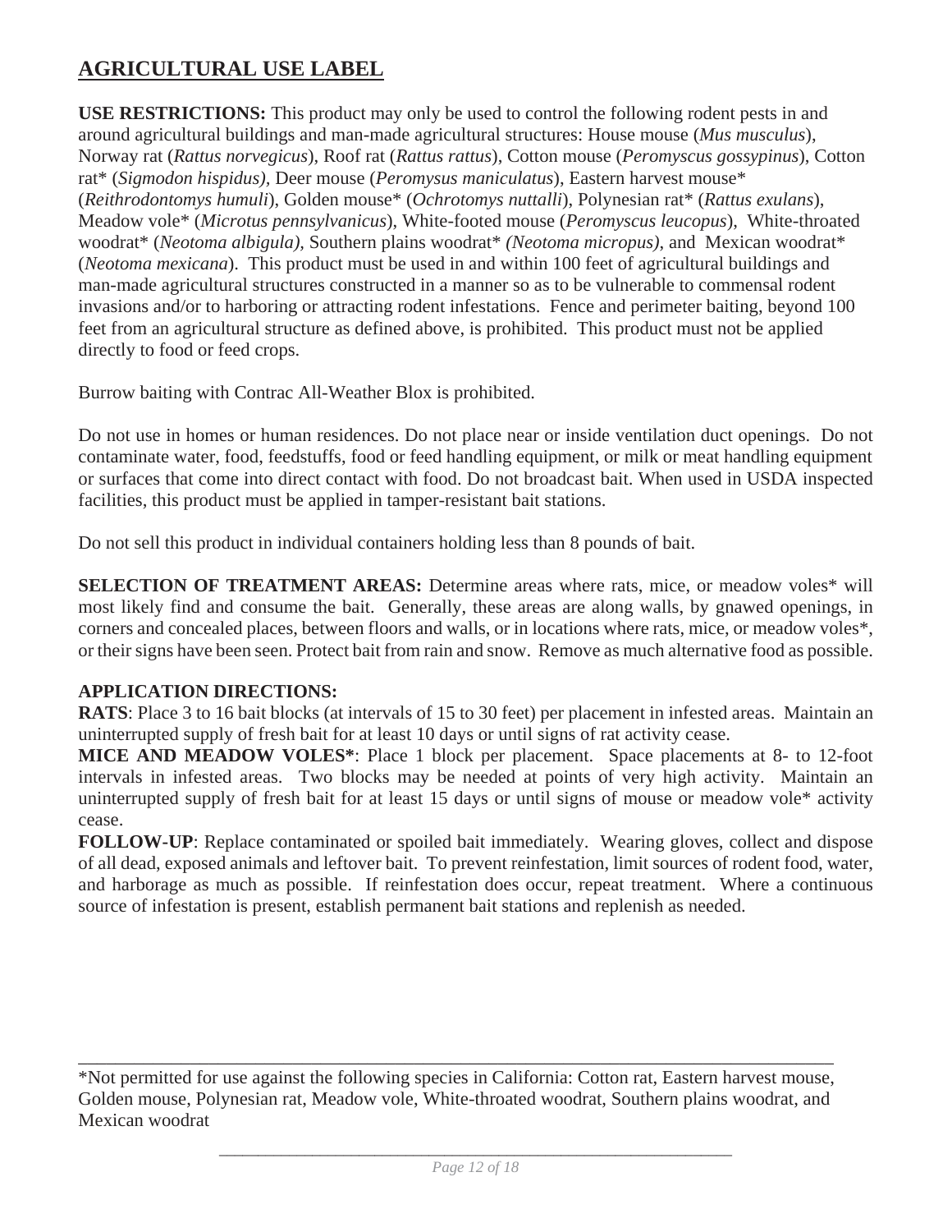## AGRICULTURAL USE LABEL

**USE RESTRICTIONS:** This product may only be used to control the following rodent pests in and around agricultural buildings and man-made agricultural structures: House mouse (*Mus musculus*), Norway rat (*Rattus norvegicus*), Roof rat (*Rattus rattus*), Cotton mouse (*Peromyscus gossypinus*), Cotton rat* (*Sigmodon hispidus)*, Deer mouse (*Peromysus maniculatus*), Eastern harvest mouse* (*Reithrodontomys humuli*), Golden mouse* (*Ochrotomys nuttalli*), Polynesian rat* (*Rattus exulans*), Meadow vole* (*Microtus pennsylvanicus*), White-footed mouse (*Peromyscus leucopus*), White-throated woodrat* (*Neotoma albigula),* Southern plains woodrat* *(Neotoma micropus)*, and Mexican woodrat* (*Neotoma mexicana*). This product must be used in and within 100 feet of agricultural buildings and man-made agricultural structures constructed in a manner so as to be vulnerable to commensal rodent invasions and/or to harboring or attracting rodent infestations. Fence and perimeter baiting, beyond 100 feet from an agricultural structure as defined above, is prohibited. This product must not be applied directly to food or feed crops.

Burrow baiting with Contrac All-Weather Blox is prohibited.

Do not use in homes or human residences. Do not place near or inside ventilation duct openings. Do not contaminate water, food, feedstuffs, food or feed handling equipment, or milk or meat handling equipment or surfaces that come into direct contact with food. Do not broadcast bait. When used in USDA inspected facilities, this product must be applied in tamper-resistant bait stations.

Do not sell this product in individual containers holding less than 8 pounds of bait.

**SELECTION OF TREATMENT AREAS:** Determine areas where rats, mice, or meadow voles* will most likely find and consume the bait. Generally, these areas are along walls, by gnawed openings, in corners and concealed places, between floors and walls, or in locations where rats, mice, or meadow voles*, or their signs have been seen. Protect bait from rain and snow. Remove as much alternative food as possible.

**APPLICATION DIRECTIONS:**

**RATS**: Place 3 to 16 bait blocks (at intervals of 15 to 30 feet) per placement in infested areas. Maintain an uninterrupted supply of fresh bait for at least 10 days or until signs of rat activity cease.

**MICE AND MEADOW VOLES***: Place 1 block per placement. Space placements at 8- to 12-foot intervals in infested areas. Two blocks may be needed at points of very high activity. Maintain an uninterrupted supply of fresh bait for at least 15 days or until signs of mouse or meadow vole* activity cease.

**FOLLOW-UP**: Replace contaminated or spoiled bait immediately. Wearing gloves, collect and dispose of all dead, exposed animals and leftover bait. To prevent reinfestation, limit sources of rodent food, water, and harborage as much as possible. If reinfestation does occur, repeat treatment. Where a continuous source of infestation is present, establish permanent bait stations and replenish as needed.

---

*Not permitted for use against the following species in California: Cotton rat, Eastern harvest mouse, Golden mouse, Polynesian rat, Meadow vole, White-throated woodrat, Southern plains woodrat, and Mexican woodrat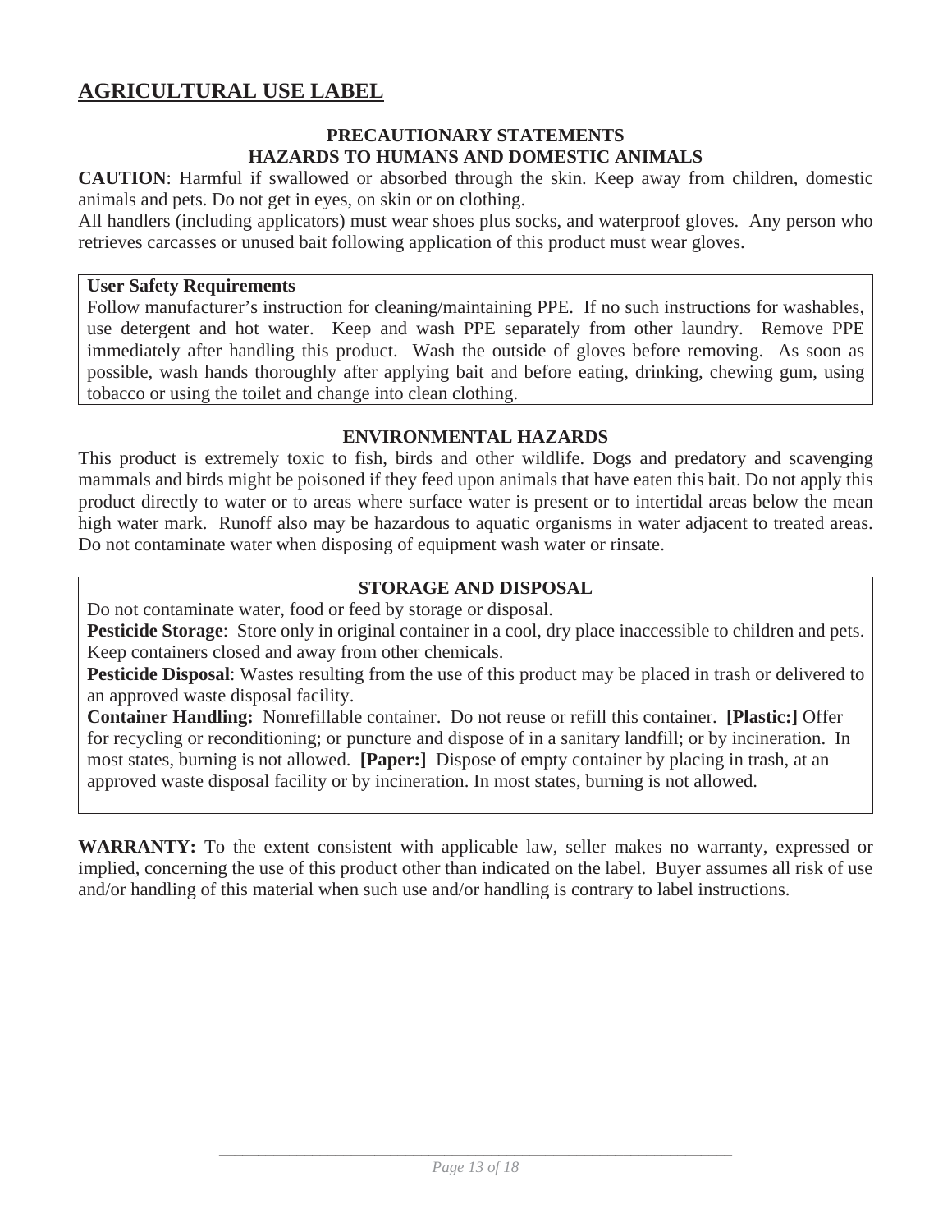# AGRICULTURAL USE LABEL

## PRECAUTIONARY STATEMENTS

### HAZARDS TO HUMANS AND DOMESTIC ANIMALS

**CAUTION**: Harmful if swallowed or absorbed through the skin. Keep away from children, domestic animals and pets. Do not get in eyes, on skin or on clothing.

All handlers (including applicators) must wear shoes plus socks, and waterproof gloves. Any person who retrieves carcasses or unused bait following application of this product must wear gloves.

**User Safety Requirements**

Follow manufacturer's instruction for cleaning/maintaining PPE. If no such instructions for washables, use detergent and hot water. Keep and wash PPE separately from other laundry. Remove PPE immediately after handling this product. Wash the outside of gloves before removing. As soon as possible, wash hands thoroughly after applying bait and before eating, drinking, chewing gum, using tobacco or using the toilet and change into clean clothing.

### ENVIRONMENTAL HAZARDS

This product is extremely toxic to fish, birds and other wildlife. Dogs and predatory and scavenging mammals and birds might be poisoned if they feed upon animals that have eaten this bait. Do not apply this product directly to water or to areas where surface water is present or to intertidal areas below the mean high water mark. Runoff also may be hazardous to aquatic organisms in water adjacent to treated areas. Do not contaminate water when disposing of equipment wash water or rinsate.

### STORAGE AND DISPOSAL

Do not contaminate water, food or feed by storage or disposal.

**Pesticide Storage**: Store only in original container in a cool, dry place inaccessible to children and pets. Keep containers closed and away from other chemicals.

**Pesticide Disposal**: Wastes resulting from the use of this product may be placed in trash or delivered to an approved waste disposal facility.

**Container Handling:** Nonrefillable container. Do not reuse or refill this container. **[Plastic:]** Offer for recycling or reconditioning; or puncture and dispose of in a sanitary landfill; or by incineration. In most states, burning is not allowed. **[Paper:]** Dispose of empty container by placing in trash, at an approved waste disposal facility or by incineration. In most states, burning is not allowed.

**WARRANTY:** To the extent consistent with applicable law, seller makes no warranty, expressed or implied, concerning the use of this product other than indicated on the label. Buyer assumes all risk of use and/or handling of this material when such use and/or handling is contrary to label instructions.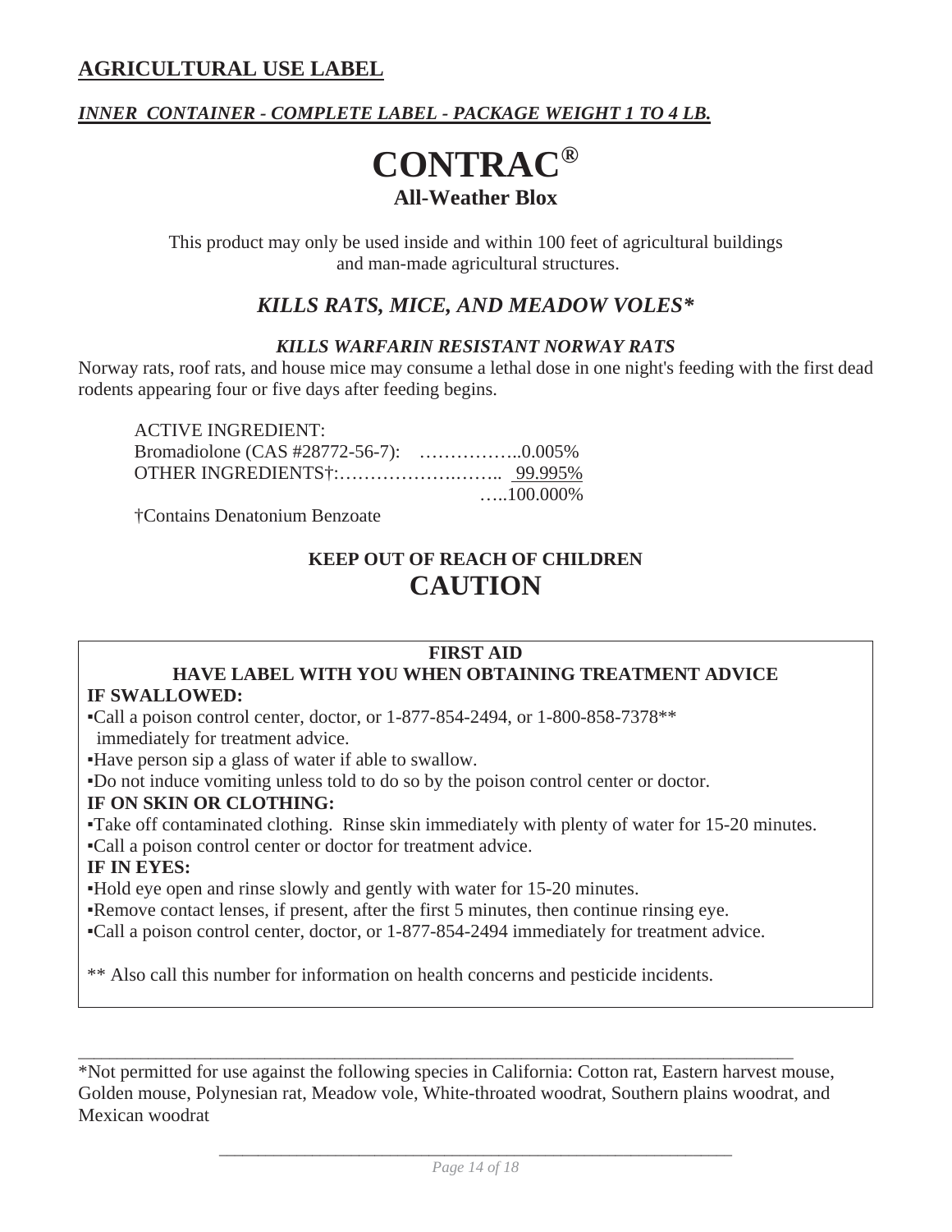## AGRICULTURAL USE LABEL

***INNER CONTAINER - COMPLETE LABEL - PACKAGE WEIGHT 1 TO 4 LB.***

# CONTRAC®

### All-Weather Blox

This product may only be used inside and within 100 feet of agricultural buildings and man-made agricultural structures.

### *KILLS RATS, MICE, AND MEADOW VOLES**

***KILLS WARFARIN RESISTANT NORWAY RATS***

Norway rats, roof rats, and house mice may consume a lethal dose in one night's feeding with the first dead rodents appearing four or five days after feeding begins.

ACTIVE INGREDIENT:
Bromadiolone (CAS #28772-56-7): ……………..0.005%
OTHER INGREDIENTS†:……………….…….. 99.995%
…..100.000%

†Contains Denatonium Benzoate

**KEEP OUT OF REACH OF CHILDREN**

## CAUTION

**FIRST AID**
**HAVE LABEL WITH YOU WHEN OBTAINING TREATMENT ADVICE**

**IF SWALLOWED:**
- Call a poison control center, doctor, or 1-877-854-2494, or 1-800-858-7378** immediately for treatment advice.
- Have person sip a glass of water if able to swallow.
- Do not induce vomiting unless told to do so by the poison control center or doctor.

**IF ON SKIN OR CLOTHING:**
- Take off contaminated clothing. Rinse skin immediately with plenty of water for 15-20 minutes.
- Call a poison control center or doctor for treatment advice.

**IF IN EYES:**
- Hold eye open and rinse slowly and gently with water for 15-20 minutes.
- Remove contact lenses, if present, after the first 5 minutes, then continue rinsing eye.
- Call a poison control center, doctor, or 1-877-854-2494 immediately for treatment advice.

** Also call this number for information on health concerns and pesticide incidents.

---

*Not permitted for use against the following species in California: Cotton rat, Eastern harvest mouse, Golden mouse, Polynesian rat, Meadow vole, White-throated woodrat, Southern plains woodrat, and Mexican woodrat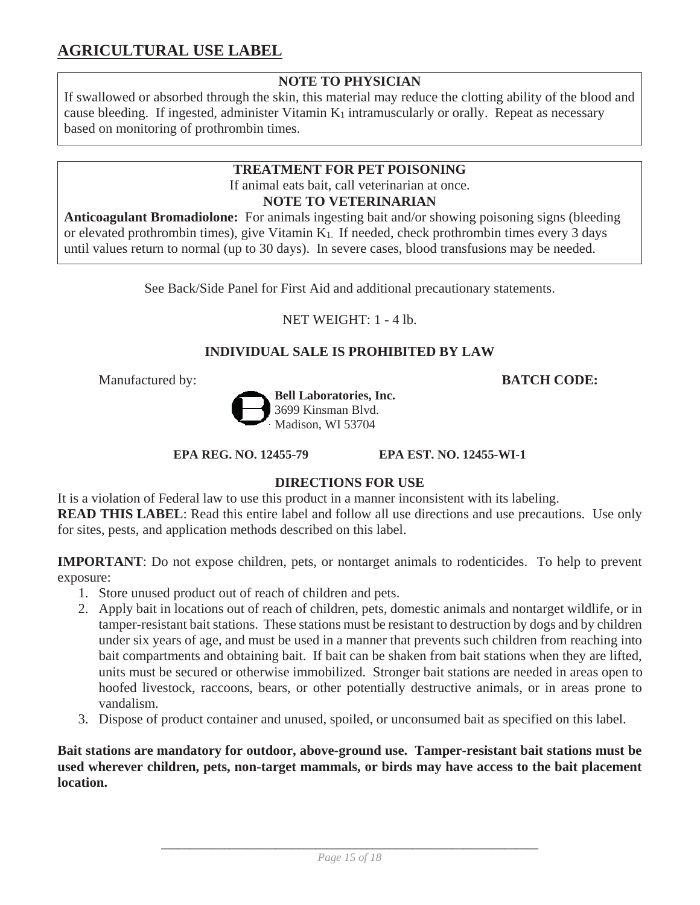## AGRICULTURAL USE LABEL

**NOTE TO PHYSICIAN**

If swallowed or absorbed through the skin, this material may reduce the clotting ability of the blood and cause bleeding. If ingested, administer Vitamin $K_1$ intramuscularly or orally. Repeat as necessary based on monitoring of prothrombin times.

**TREATMENT FOR PET POISONING**

If animal eats bait, call veterinarian at once.

**NOTE TO VETERINARIAN**

**Anticoagulant Bromadiolone:** For animals ingesting bait and/or showing poisoning signs (bleeding or elevated prothrombin times), give Vitamin $K_1$. If needed, check prothrombin times every 3 days until values return to normal (up to 30 days). In severe cases, blood transfusions may be needed.

See Back/Side Panel for First Aid and additional precautionary statements.

NET WEIGHT: 1 - 4 lb.

**INDIVIDUAL SALE IS PROHIBITED BY LAW**

Manufactured by: **BATCH CODE:**

**Bell Laboratories, Inc.**
3699 Kinsman Blvd.
Madison, WI 53704

**EPA REG. NO. 12455-79** **EPA EST. NO. 12455-WI-1**

**DIRECTIONS FOR USE**

It is a violation of Federal law to use this product in a manner inconsistent with its labeling.
**READ THIS LABEL**: Read this entire label and follow all use directions and use precautions. Use only for sites, pests, and application methods described on this label.

**IMPORTANT**: Do not expose children, pets, or nontarget animals to rodenticides. To help to prevent exposure:

1. Store unused product out of reach of children and pets.
2. Apply bait in locations out of reach of children, pets, domestic animals and nontarget wildlife, or in tamper-resistant bait stations. These stations must be resistant to destruction by dogs and by children under six years of age, and must be used in a manner that prevents such children from reaching into bait compartments and obtaining bait. If bait can be shaken from bait stations when they are lifted, units must be secured or otherwise immobilized. Stronger bait stations are needed in areas open to hoofed livestock, raccoons, bears, or other potentially destructive animals, or in areas prone to vandalism.
3. Dispose of product container and unused, spoiled, or unconsumed bait as specified on this label.

**Bait stations are mandatory for outdoor, above-ground use. Tamper-resistant bait stations must be used wherever children, pets, non-target mammals, or birds may have access to the bait placement location.**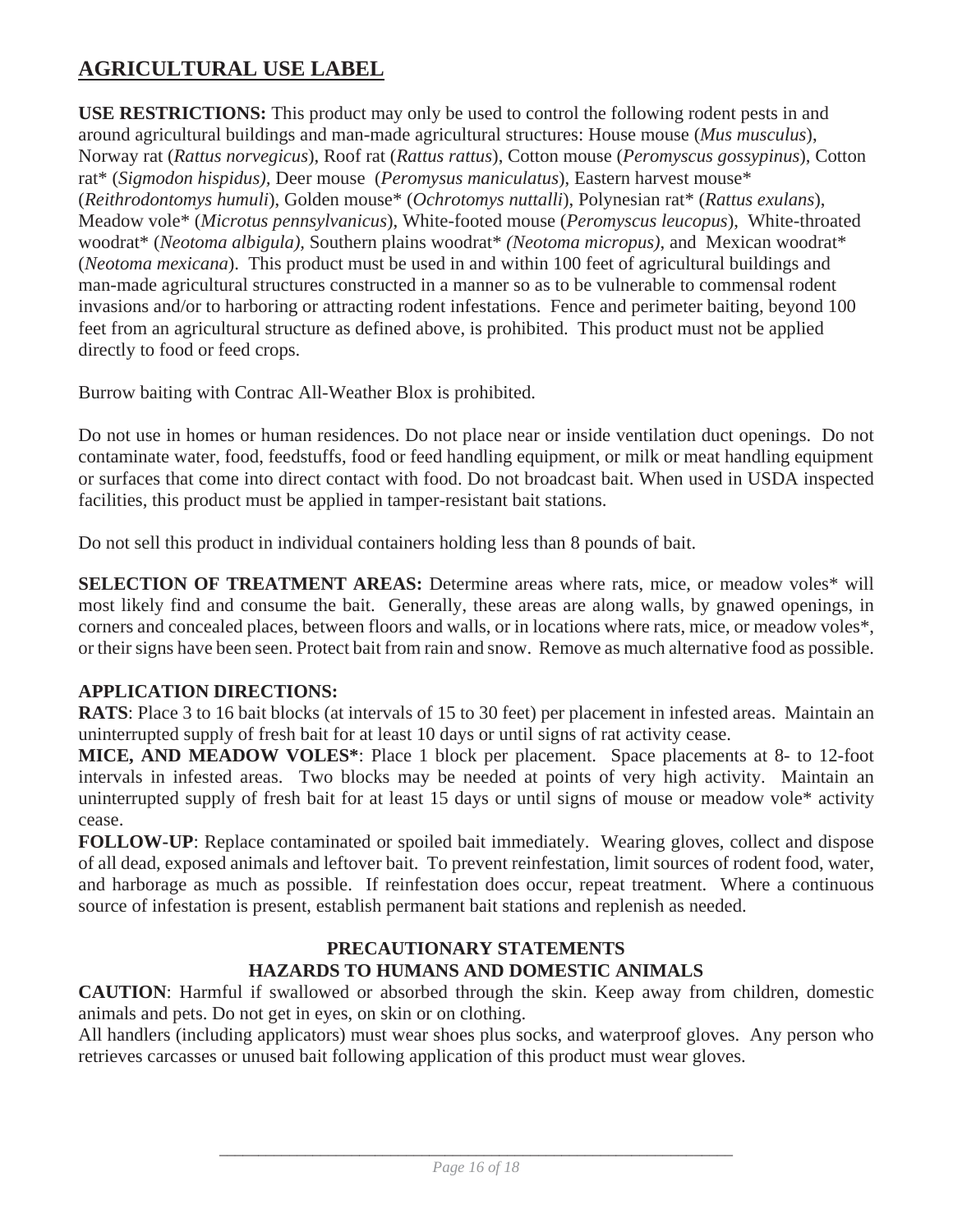## AGRICULTURAL USE LABEL

**USE RESTRICTIONS:** This product may only be used to control the following rodent pests in and around agricultural buildings and man-made agricultural structures: House mouse (*Mus musculus*), Norway rat (*Rattus norvegicus*), Roof rat (*Rattus rattus*), Cotton mouse (*Peromyscus gossypinus*), Cotton rat* (*Sigmodon hispidus),* Deer mouse (*Peromysus maniculatus*), Eastern harvest mouse* (*Reithrodontomys humuli*), Golden mouse* (*Ochrotomys nuttalli*), Polynesian rat* (*Rattus exulans*), Meadow vole* (*Microtus pennsylvanicus*), White-footed mouse (*Peromyscus leucopus*), White-throated woodrat* (*Neotoma albigula),* Southern plains woodrat* *(Neotoma micropus)*, and Mexican woodrat* (*Neotoma mexicana*). This product must be used in and within 100 feet of agricultural buildings and man-made agricultural structures constructed in a manner so as to be vulnerable to commensal rodent invasions and/or to harboring or attracting rodent infestations. Fence and perimeter baiting, beyond 100 feet from an agricultural structure as defined above, is prohibited. This product must not be applied directly to food or feed crops.

Burrow baiting with Contrac All-Weather Blox is prohibited.

Do not use in homes or human residences. Do not place near or inside ventilation duct openings. Do not contaminate water, food, feedstuffs, food or feed handling equipment, or milk or meat handling equipment or surfaces that come into direct contact with food. Do not broadcast bait. When used in USDA inspected facilities, this product must be applied in tamper-resistant bait stations.

Do not sell this product in individual containers holding less than 8 pounds of bait.

**SELECTION OF TREATMENT AREAS:** Determine areas where rats, mice, or meadow voles* will most likely find and consume the bait. Generally, these areas are along walls, by gnawed openings, in corners and concealed places, between floors and walls, or in locations where rats, mice, or meadow voles*, or their signs have been seen. Protect bait from rain and snow. Remove as much alternative food as possible.

**APPLICATION DIRECTIONS:**

**RATS**: Place 3 to 16 bait blocks (at intervals of 15 to 30 feet) per placement in infested areas. Maintain an uninterrupted supply of fresh bait for at least 10 days or until signs of rat activity cease.

**MICE, AND MEADOW VOLES***: Place 1 block per placement. Space placements at 8- to 12-foot intervals in infested areas. Two blocks may be needed at points of very high activity. Maintain an uninterrupted supply of fresh bait for at least 15 days or until signs of mouse or meadow vole* activity cease.

**FOLLOW-UP**: Replace contaminated or spoiled bait immediately. Wearing gloves, collect and dispose of all dead, exposed animals and leftover bait. To prevent reinfestation, limit sources of rodent food, water, and harborage as much as possible. If reinfestation does occur, repeat treatment. Where a continuous source of infestation is present, establish permanent bait stations and replenish as needed.

### PRECAUTIONARY STATEMENTS
### HAZARDS TO HUMANS AND DOMESTIC ANIMALS

**CAUTION**: Harmful if swallowed or absorbed through the skin. Keep away from children, domestic animals and pets. Do not get in eyes, on skin or on clothing.

All handlers (including applicators) must wear shoes plus socks, and waterproof gloves. Any person who retrieves carcasses or unused bait following application of this product must wear gloves.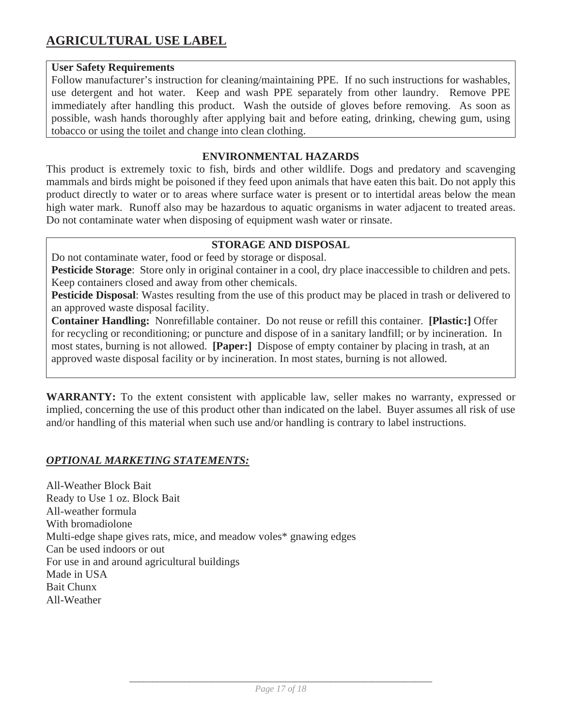## AGRICULTURAL USE LABEL

**User Safety Requirements**
Follow manufacturer's instruction for cleaning/maintaining PPE. If no such instructions for washables, use detergent and hot water. Keep and wash PPE separately from other laundry. Remove PPE immediately after handling this product. Wash the outside of gloves before removing. As soon as possible, wash hands thoroughly after applying bait and before eating, drinking, chewing gum, using tobacco or using the toilet and change into clean clothing.

**ENVIRONMENTAL HAZARDS**

This product is extremely toxic to fish, birds and other wildlife. Dogs and predatory and scavenging mammals and birds might be poisoned if they feed upon animals that have eaten this bait. Do not apply this product directly to water or to areas where surface water is present or to intertidal areas below the mean high water mark. Runoff also may be hazardous to aquatic organisms in water adjacent to treated areas. Do not contaminate water when disposing of equipment wash water or rinsate.

**STORAGE AND DISPOSAL**

Do not contaminate water, food or feed by storage or disposal.
**Pesticide Storage**: Store only in original container in a cool, dry place inaccessible to children and pets. Keep containers closed and away from other chemicals.
**Pesticide Disposal**: Wastes resulting from the use of this product may be placed in trash or delivered to an approved waste disposal facility.
**Container Handling:** Nonrefillable container. Do not reuse or refill this container. **[Plastic:]** Offer for recycling or reconditioning; or puncture and dispose of in a sanitary landfill; or by incineration. In most states, burning is not allowed. **[Paper:]** Dispose of empty container by placing in trash, at an approved waste disposal facility or by incineration. In most states, burning is not allowed.

**WARRANTY:** To the extent consistent with applicable law, seller makes no warranty, expressed or implied, concerning the use of this product other than indicated on the label. Buyer assumes all risk of use and/or handling of this material when such use and/or handling is contrary to label instructions.

***OPTIONAL MARKETING STATEMENTS:***

All-Weather Block Bait
Ready to Use 1 oz. Block Bait
All-weather formula
With bromadiolone
Multi-edge shape gives rats, mice, and meadow voles* gnawing edges
Can be used indoors or out
For use in and around agricultural buildings
Made in USA
Bait Chunx
All-Weather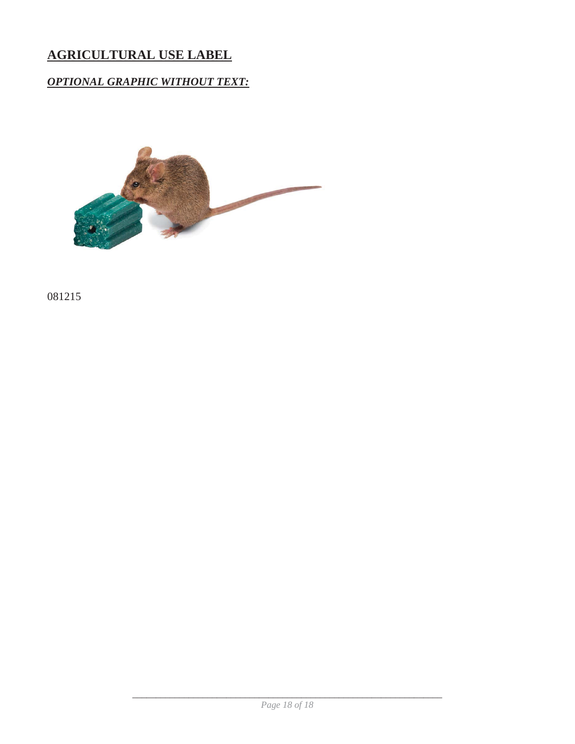## AGRICULTURAL USE LABEL

***OPTIONAL GRAPHIC WITHOUT TEXT:***

081215